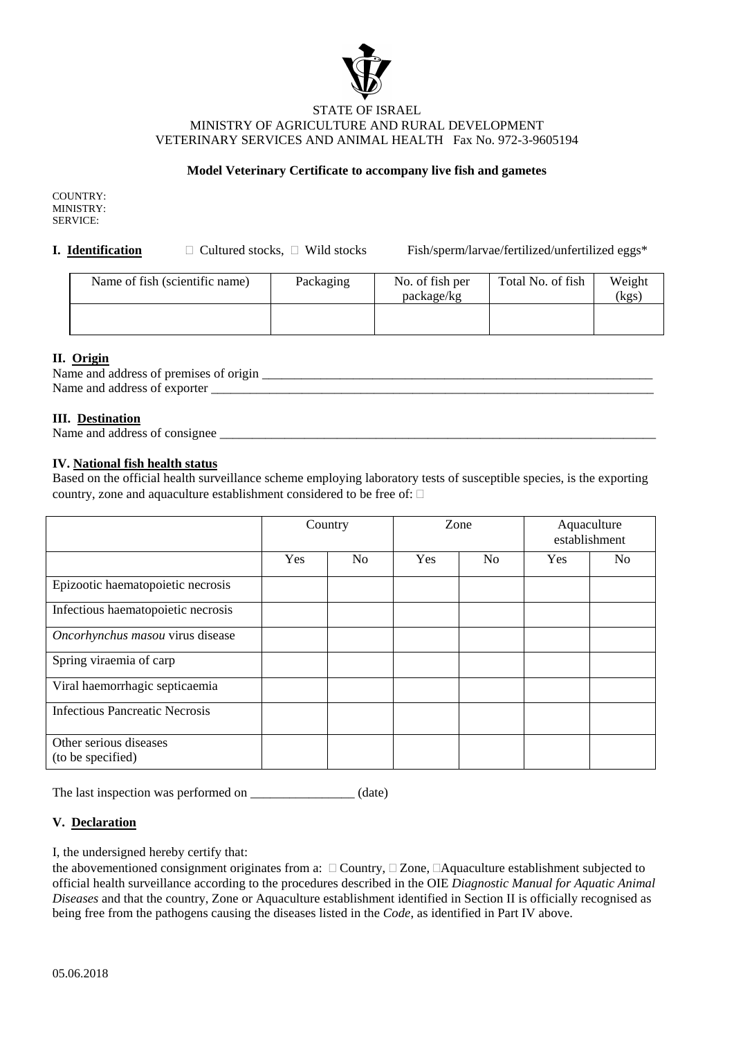STATE OF ISRAEL
MINISTRY OF AGRICULTURE AND RURAL DEVELOPMENT
VETERINARY SERVICES AND ANIMAL HEALTH   Fax No. 972-3-9605194

**Model Veterinary Certificate to accompany live fish and gametes**

COUNTRY:
MINISTRY:
SERVICE:

**I. Identification**   □ Cultured stocks, □ Wild stocks   Fish/sperm/larvae/fertilized/unfertilized eggs*

| Name of fish (scientific name) | Packaging | No. of fish per package/kg | Total No. of fish | Weight (kgs) |
|---|---|---|---|---|
| | | | | |

**II. Origin**

Name and address of premises of origin ___________________________________________________________

Name and address of exporter _________________________________________________________________

**III. Destination**

Name and address of consignee ________________________________________________________________

**IV. National fish health status**

Based on the official health surveillance scheme employing laboratory tests of susceptible species, is the exporting country, zone and aquaculture establishment considered to be free of: □

| | Country | | Zone | | Aquaculture establishment | |
|---|---|---|---|---|---|---|
| | Yes | No | Yes | No | Yes | No |
| Epizootic haematopoietic necrosis | | | | | | |
| Infectious haematopoietic necrosis | | | | | | |
| *Oncorhynchus masou* virus disease | | | | | | |
| Spring viraemia of carp | | | | | | |
| Viral haemorrhagic septicaemia | | | | | | |
| Infectious Pancreatic Necrosis | | | | | | |
| Other serious diseases (to be specified) | | | | | | |

The last inspection was performed on ________________ (date)

**V. Declaration**

I, the undersigned hereby certify that:

the abovementioned consignment originates from a: □ Country, □ Zone, □Aquaculture establishment subjected to official health surveillance according to the procedures described in the OIE *Diagnostic Manual for Aquatic Animal Diseases* and that the country, Zone or Aquaculture establishment identified in Section II is officially recognised as being free from the pathogens causing the diseases listed in the *Code*, as identified in Part IV above.

05.06.2018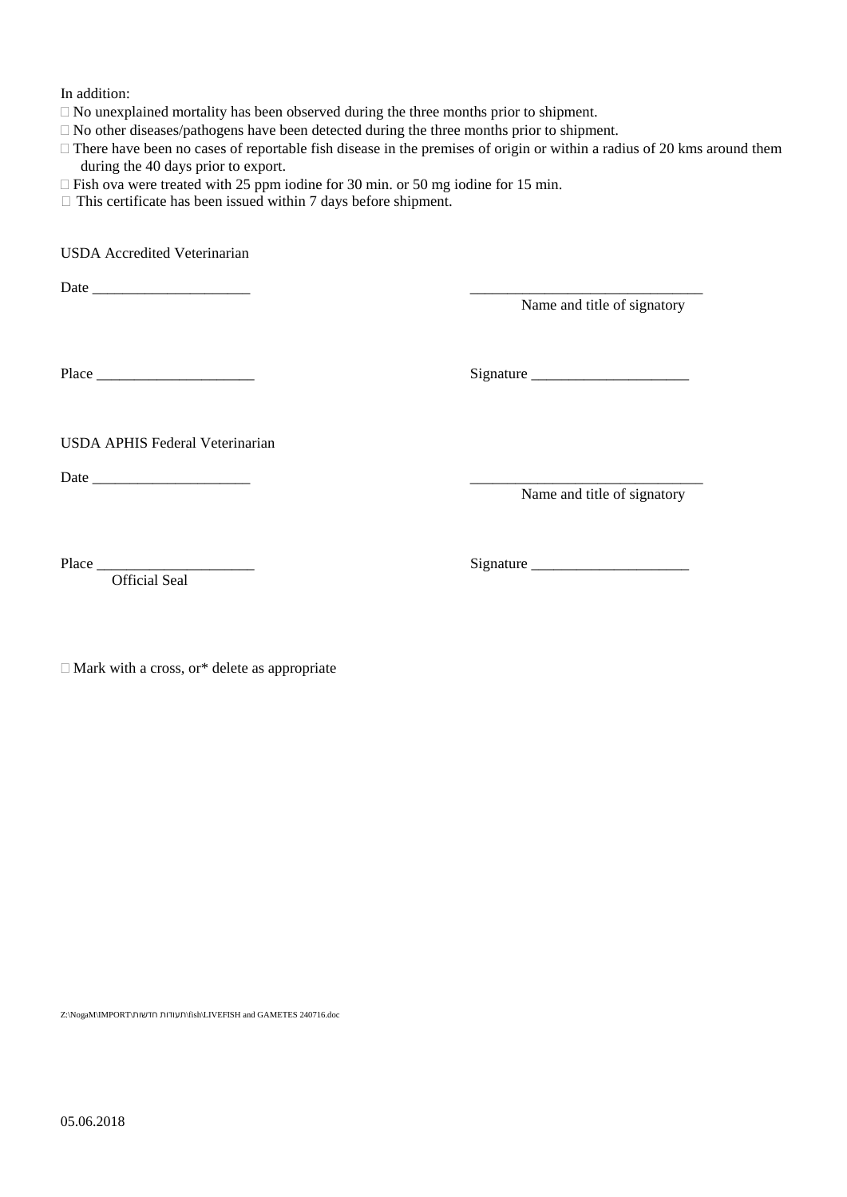In addition:

- No unexplained mortality has been observed during the three months prior to shipment.
- No other diseases/pathogens have been detected during the three months prior to shipment.
- There have been no cases of reportable fish disease in the premises of origin or within a radius of 20 kms around them during the 40 days prior to export.
- Fish ova were treated with 25 ppm iodine for 30 min. or 50 mg iodine for 15 min.
- This certificate has been issued within 7 days before shipment.

USDA Accredited Veterinarian

Date _____________________ _______________________________
Name and title of signatory

Place _____________________ Signature _____________________

USDA APHIS Federal Veterinarian

Date _____________________ _______________________________
Name and title of signatory

Place _____________________ Signature _____________________
Official Seal

□ Mark with a cross, or* delete as appropriate

Z:\NogaM\IMPORT\תעודות חדשות\fish\LIVEFISH and GAMETES 240716.doc

05.06.2018